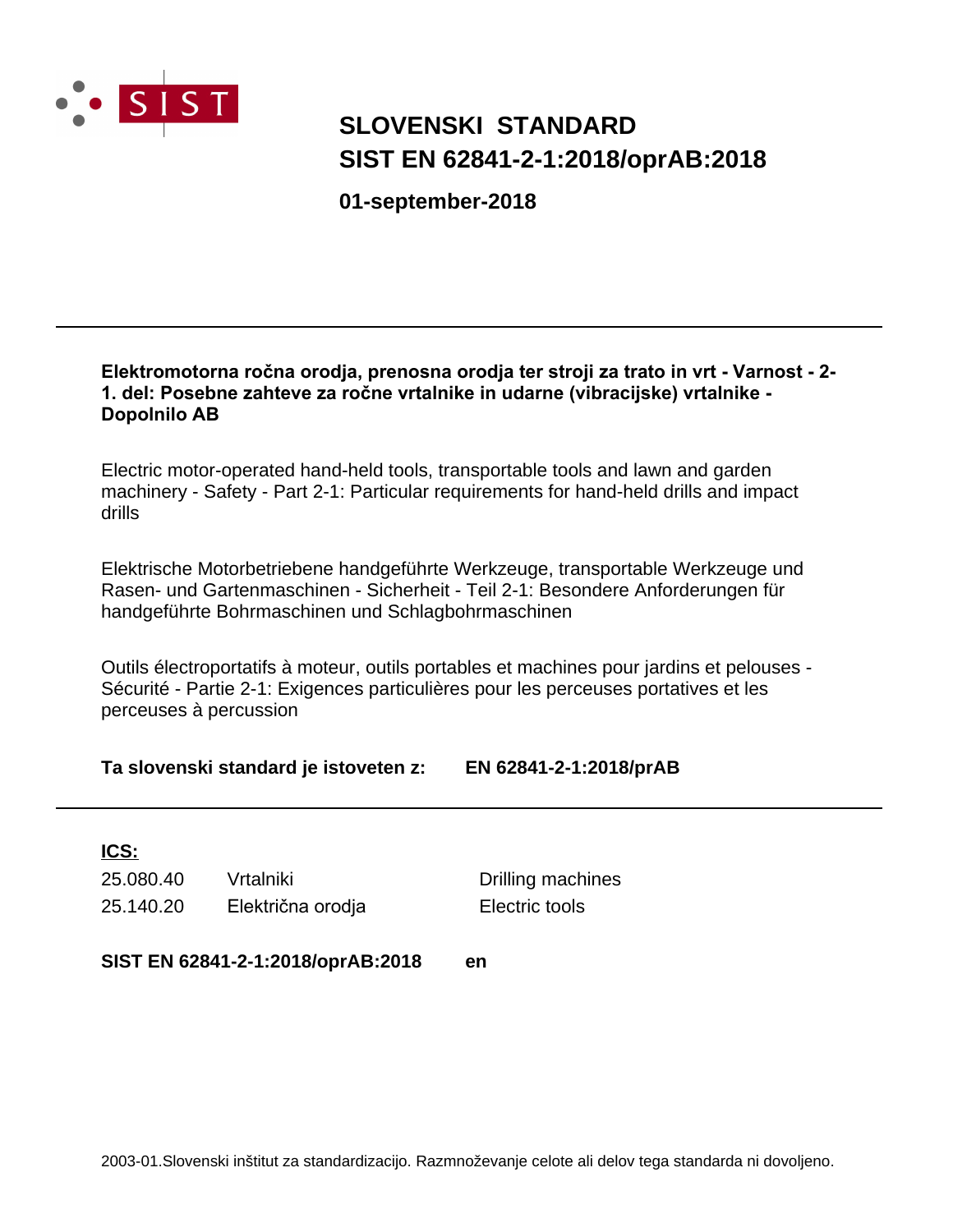SIST

# SLOVENSKI STANDARD
# SIST EN 62841-2-1:2018/oprAB:2018

**01-september-2018**

---

**Elektromotorna ročna orodja, prenosna orodja ter stroji za trato in vrt - Varnost - 2-1. del: Posebne zahteve za ročne vrtalnike in udarne (vibracijske) vrtalnike - Dopolnilo AB**

Electric motor-operated hand-held tools, transportable tools and lawn and garden machinery - Safety - Part 2-1: Particular requirements for hand-held drills and impact drills

Elektrische Motorbetriebene handgeführte Werkzeuge, transportable Werkzeuge und Rasen- und Gartenmaschinen - Sicherheit - Teil 2-1: Besondere Anforderungen für handgeführte Bohrmaschinen und Schlagbohrmaschinen

Outils électroportatifs à moteur, outils portables et machines pour jardins et pelouses - Sécurité - Partie 2-1: Exigences particulières pour les perceuses portatives et les perceuses à percussion

**Ta slovenski standard je istoveten z: EN 62841-2-1:2018/prAB**

---

**ICS:**

| | | |
|---|---|---|
| 25.080.40 | Vrtalniki | Drilling machines |
| 25.140.20 | Električna orodja | Electric tools |

**SIST EN 62841-2-1:2018/oprAB:2018 en**

2003-01.Slovenski inštitut za standardizacijo. Razmnoževanje celote ali delov tega standarda ni dovoljeno.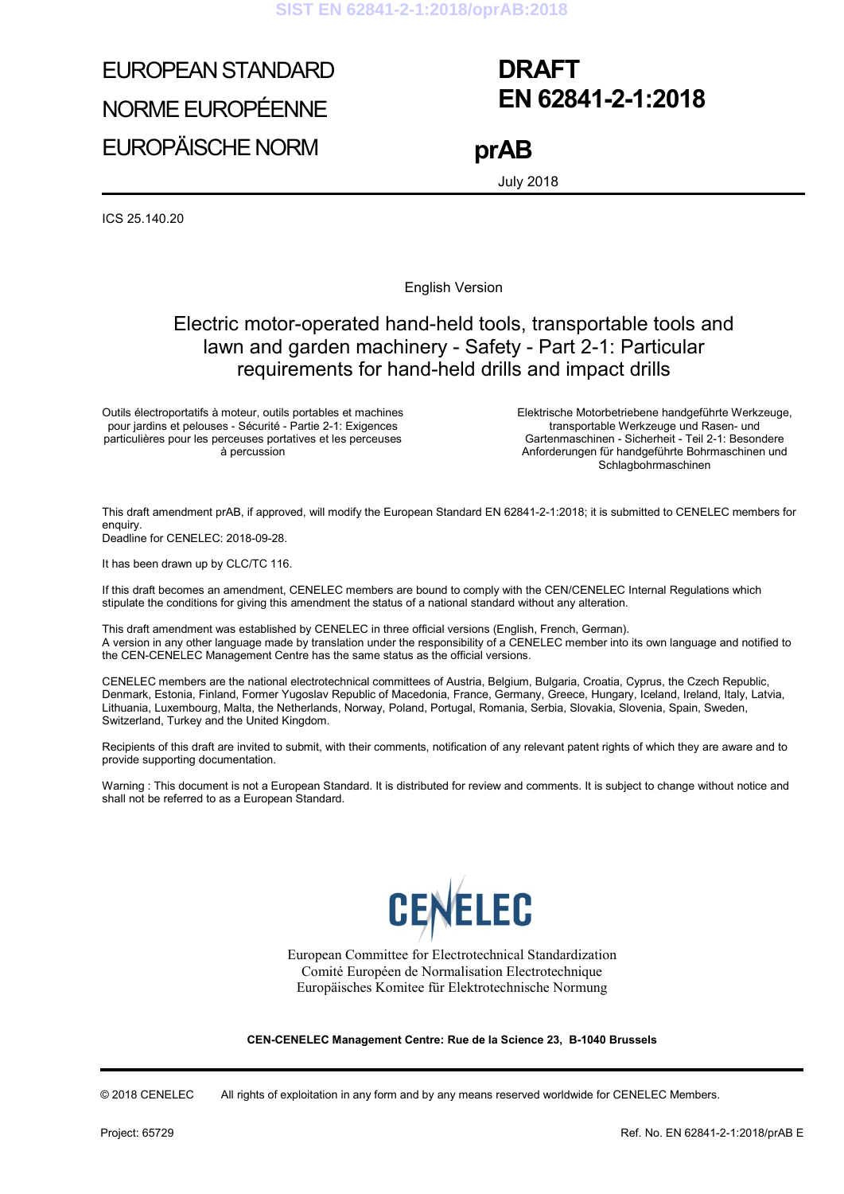EUROPEAN STANDARD

NORME EUROPÉENNE

EUROPÄISCHE NORM

# DRAFT
# EN 62841-2-1:2018

# prAB

July 2018

ICS 25.140.20

English Version

## Electric motor-operated hand-held tools, transportable tools and lawn and garden machinery - Safety - Part 2-1: Particular requirements for hand-held drills and impact drills

Outils électroportatifs à moteur, outils portables et machines pour jardins et pelouses - Sécurité - Partie 2-1: Exigences particulières pour les perceuses portatives et les perceuses à percussion

Elektrische Motorbetriebene handgeführte Werkzeuge, transportable Werkzeuge und Rasen- und Gartenmaschinen - Sicherheit - Teil 2-1: Besondere Anforderungen für handgeführte Bohrmaschinen und Schlagbohrmaschinen

This draft amendment prAB, if approved, will modify the European Standard EN 62841-2-1:2018; it is submitted to CENELEC members for enquiry.
Deadline for CENELEC: 2018-09-28.

It has been drawn up by CLC/TC 116.

If this draft becomes an amendment, CENELEC members are bound to comply with the CEN/CENELEC Internal Regulations which stipulate the conditions for giving this amendment the status of a national standard without any alteration.

This draft amendment was established by CENELEC in three official versions (English, French, German).
A version in any other language made by translation under the responsibility of a CENELEC member into its own language and notified to the CEN-CENELEC Management Centre has the same status as the official versions.

CENELEC members are the national electrotechnical committees of Austria, Belgium, Bulgaria, Croatia, Cyprus, the Czech Republic, Denmark, Estonia, Finland, Former Yugoslav Republic of Macedonia, France, Germany, Greece, Hungary, Iceland, Ireland, Italy, Latvia, Lithuania, Luxembourg, Malta, the Netherlands, Norway, Poland, Portugal, Romania, Serbia, Slovakia, Slovenia, Spain, Sweden, Switzerland, Turkey and the United Kingdom.

Recipients of this draft are invited to submit, with their comments, notification of any relevant patent rights of which they are aware and to provide supporting documentation.

Warning : This document is not a European Standard. It is distributed for review and comments. It is subject to change without notice and shall not be referred to as a European Standard.

CENELEC

European Committee for Electrotechnical Standardization
Comité Européen de Normalisation Electrotechnique
Europäisches Komitee für Elektrotechnische Normung

**CEN-CENELEC Management Centre: Rue de la Science 23, B-1040 Brussels**

© 2018 CENELEC All rights of exploitation in any form and by any means reserved worldwide for CENELEC Members.

Project: 65729 Ref. No. EN 62841-2-1:2018/prAB E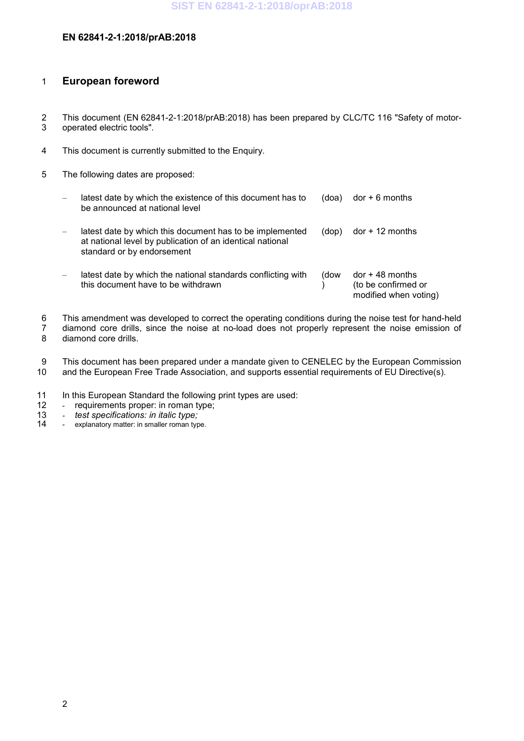EN 62841-2-1:2018/prAB:2018

# European foreword

This document (EN 62841-2-1:2018/prAB:2018) has been prepared by CLC/TC 116 "Safety of motor-operated electric tools".

This document is currently submitted to the Enquiry.

The following dates are proposed:

| | | |
|---|---|---|
| – latest date by which the existence of this document has to be announced at national level | (doa) | dor + 6 months |
| – latest date by which this document has to be implemented at national level by publication of an identical national standard or by endorsement | (dop) | dor + 12 months |
| – latest date by which the national standards conflicting with this document have to be withdrawn | (dow) | dor + 48 months (to be confirmed or modified when voting) |

This amendment was developed to correct the operating conditions during the noise test for hand-held diamond core drills, since the noise at no-load does not properly represent the noise emission of diamond core drills.

This document has been prepared under a mandate given to CENELEC by the European Commission and the European Free Trade Association, and supports essential requirements of EU Directive(s).

In this European Standard the following print types are used:

- requirements proper: in roman type;
- *test specifications: in italic type;*
- explanatory matter: in smaller roman type.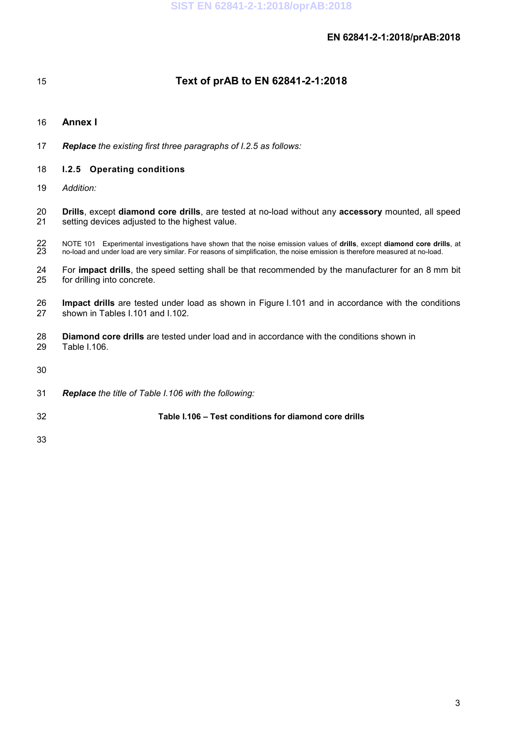# Text of prAB to EN 62841-2-1:2018

## Annex I

***Replace** the existing first three paragraphs of I.2.5 as follows:*

### I.2.5 Operating conditions

*Addition:*

**Drills**, except **diamond core drills**, are tested at no-load without any **accessory** mounted, all speed setting devices adjusted to the highest value.

NOTE 101 Experimental investigations have shown that the noise emission values of **drills**, except **diamond core drills**, at no-load and under load are very similar. For reasons of simplification, the noise emission is therefore measured at no-load.

For **impact drills**, the speed setting shall be that recommended by the manufacturer for an 8 mm bit for drilling into concrete.

**Impact drills** are tested under load as shown in Figure I.101 and in accordance with the conditions shown in Tables I.101 and I.102.

**Diamond core drills** are tested under load and in accordance with the conditions shown in Table I.106.

***Replace** the title of Table I.106 with the following:*

**Table I.106 – Test conditions for diamond core drills**